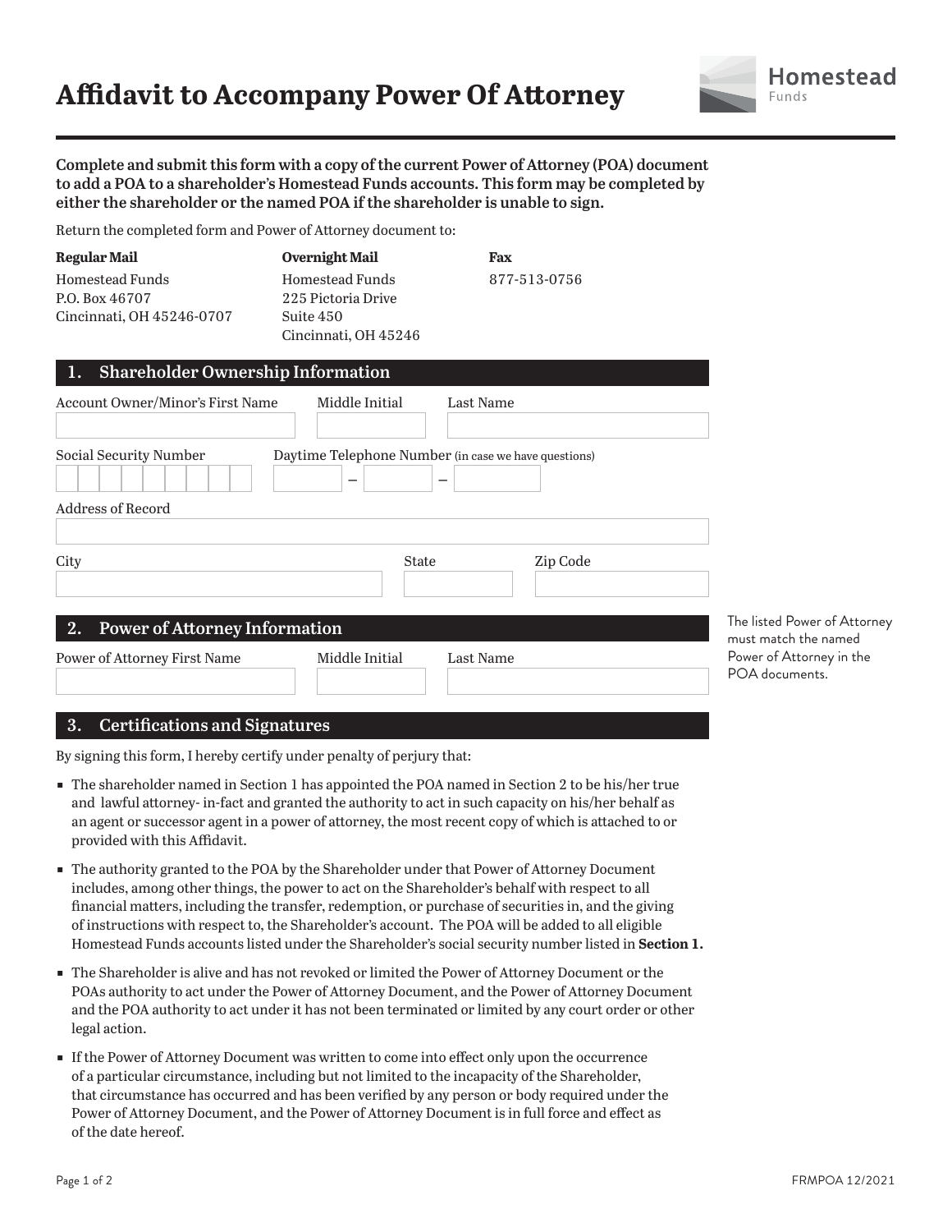# Affidavit to Accompany Power Of Attorney

Homestead Funds

**Complete and submit this form with a copy of the current Power of Attorney (POA) document to add a POA to a shareholder's Homestead Funds accounts. This form may be completed by either the shareholder or the named POA if the shareholder is unable to sign.**

Return the completed form and Power of Attorney document to:

| **Regular Mail** | **Overnight Mail** | **Fax** |
|---|---|---|
| Homestead Funds<br>P.O. Box 46707<br>Cincinnati, OH 45246-0707 | Homestead Funds<br>225 Pictoria Drive<br>Suite 450<br>Cincinnati, OH 45246 | 877-513-0756 |

## 1. Shareholder Ownership Information

Account Owner/Minor's First Name ____________ Middle Initial ____ Last Name ____________

Social Security Number ____________ Daytime Telephone Number (in case we have questions) ____ – ____ – ____

Address of Record ____________

City ____________ State ____ Zip Code ____________

## 2. Power of Attorney Information

Power of Attorney First Name ____________ Middle Initial ____ Last Name ____________

The listed Power of Attorney must match the named Power of Attorney in the POA documents.

## 3. Certifications and Signatures

By signing this form, I hereby certify under penalty of perjury that:

- The shareholder named in Section 1 has appointed the POA named in Section 2 to be his/her true and lawful attorney- in-fact and granted the authority to act in such capacity on his/her behalf as an agent or successor agent in a power of attorney, the most recent copy of which is attached to or provided with this Affidavit.
- The authority granted to the POA by the Shareholder under that Power of Attorney Document includes, among other things, the power to act on the Shareholder's behalf with respect to all financial matters, including the transfer, redemption, or purchase of securities in, and the giving of instructions with respect to, the Shareholder's account. The POA will be added to all eligible Homestead Funds accounts listed under the Shareholder's social security number listed in **Section 1.**
- The Shareholder is alive and has not revoked or limited the Power of Attorney Document or the POAs authority to act under the Power of Attorney Document, and the Power of Attorney Document and the POA authority to act under it has not been terminated or limited by any court order or other legal action.
- If the Power of Attorney Document was written to come into effect only upon the occurrence of a particular circumstance, including but not limited to the incapacity of the Shareholder, that circumstance has occurred and has been verified by any person or body required under the Power of Attorney Document, and the Power of Attorney Document is in full force and effect as of the date hereof.

FRMPOA 12/2021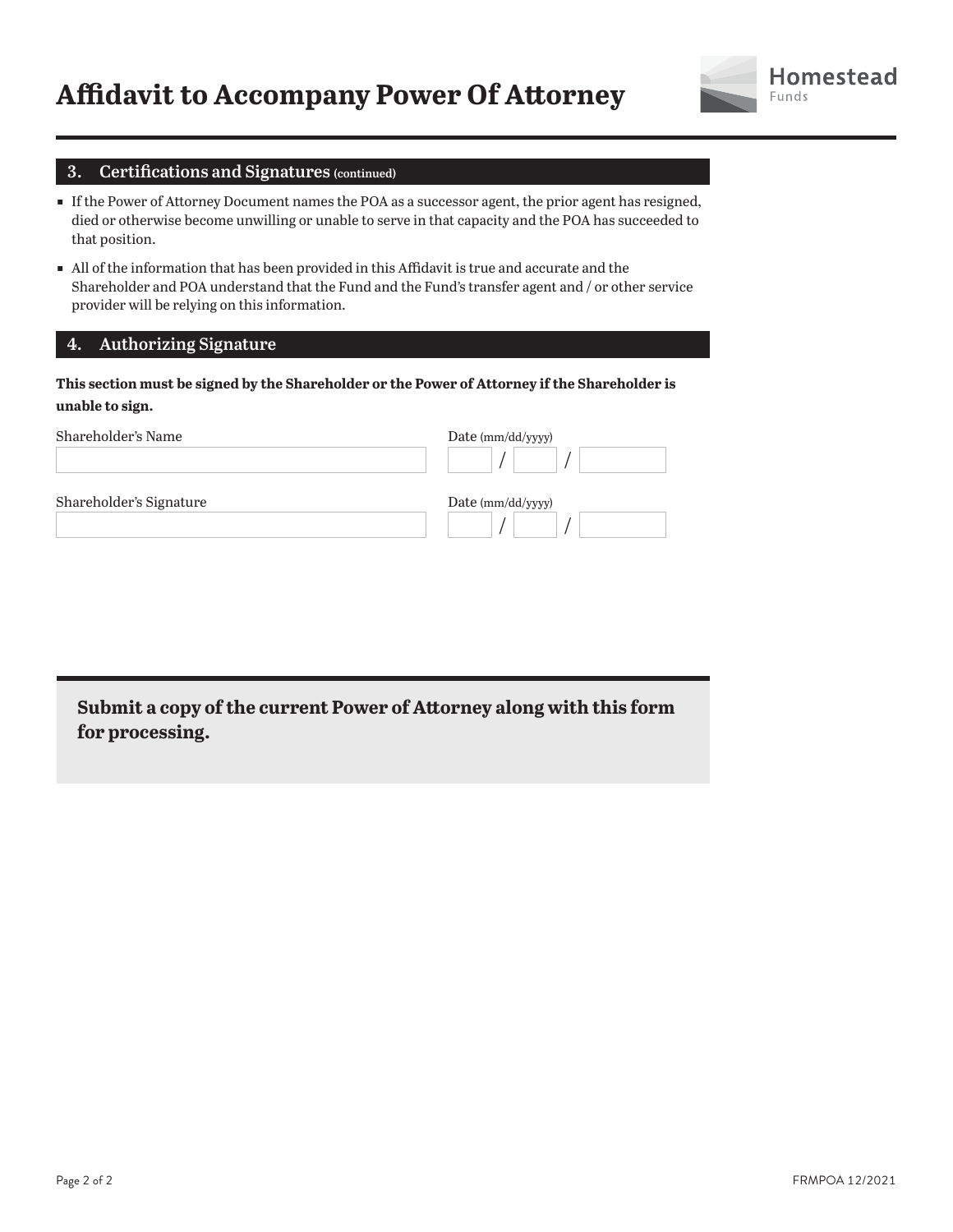# Affidavit to Accompany Power Of Attorney

Homestead Funds

## 3. Certifications and Signatures (continued)

- If the Power of Attorney Document names the POA as a successor agent, the prior agent has resigned, died or otherwise become unwilling or unable to serve in that capacity and the POA has succeeded to that position.
- All of the information that has been provided in this Affidavit is true and accurate and the Shareholder and POA understand that the Fund and the Fund's transfer agent and / or other service provider will be relying on this information.

## 4. Authorizing Signature

**This section must be signed by the Shareholder or the Power of Attorney if the Shareholder is unable to sign.**

Shareholder's Name ____________________ Date (mm/dd/yyyy) ____ / ____ / ________

Shareholder's Signature ____________________ Date (mm/dd/yyyy) ____ / ____ / ________

**Submit a copy of the current Power of Attorney along with this form for processing.**

FRMPOA 12/2021